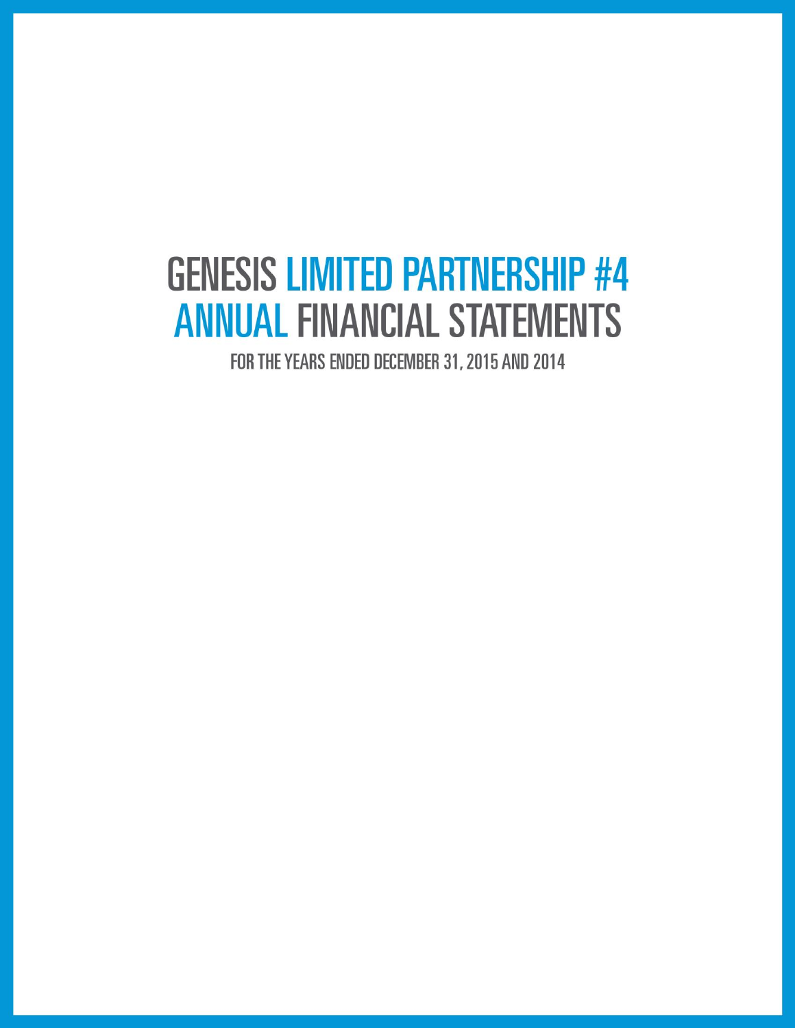# GENESIS LIMITED PARTNERSHIP #4 ANNUAL FINANCIAL STATEMENTS

FOR THE YEARS ENDED DECEMBER 31, 2015 AND 2014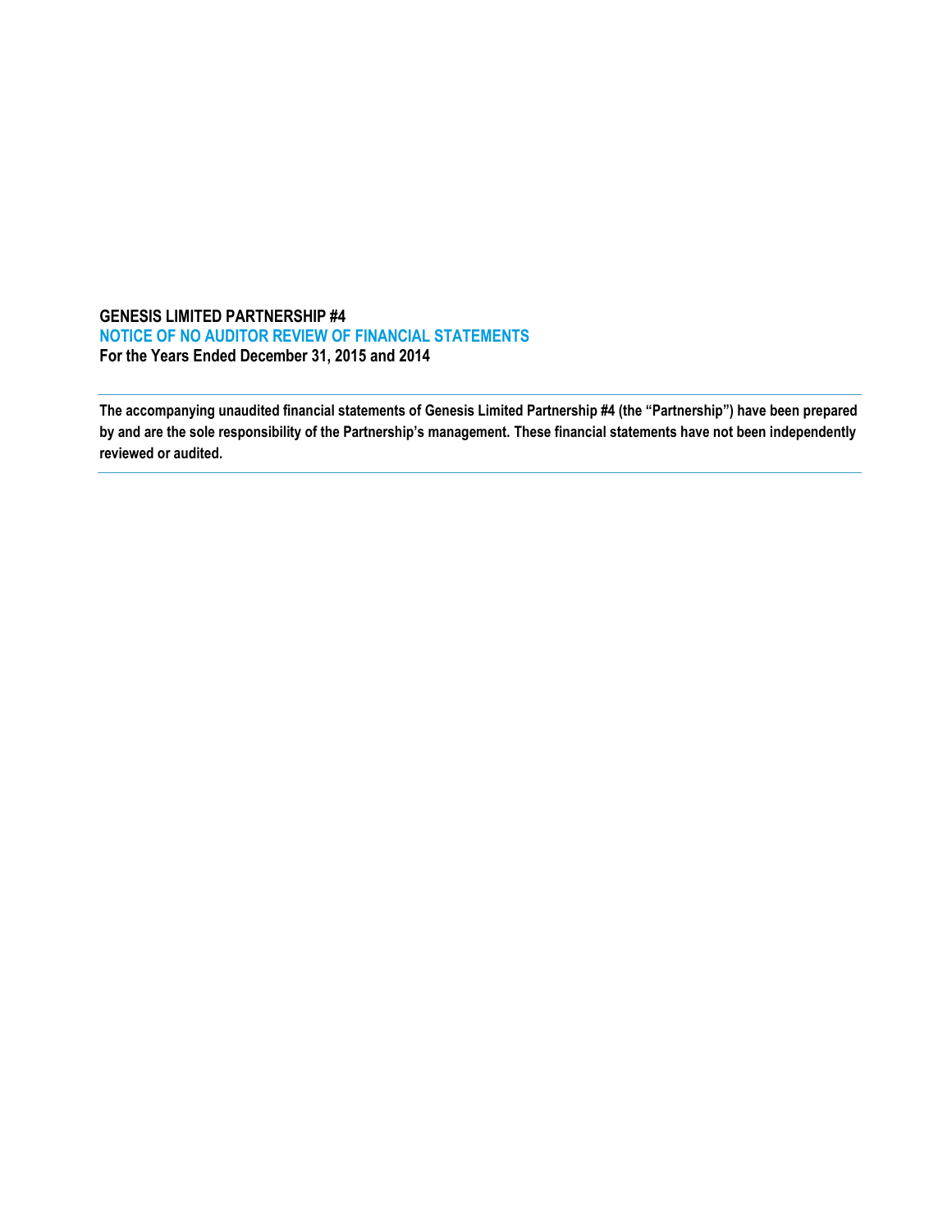**GENESIS LIMITED PARTNERSHIP #4**

## NOTICE OF NO AUDITOR REVIEW OF FINANCIAL STATEMENTS

**For the Years Ended December 31, 2015 and 2014**

---

**The accompanying unaudited financial statements of Genesis Limited Partnership #4 (the "Partnership") have been prepared by and are the sole responsibility of the Partnership's management. These financial statements have not been independently reviewed or audited.**

---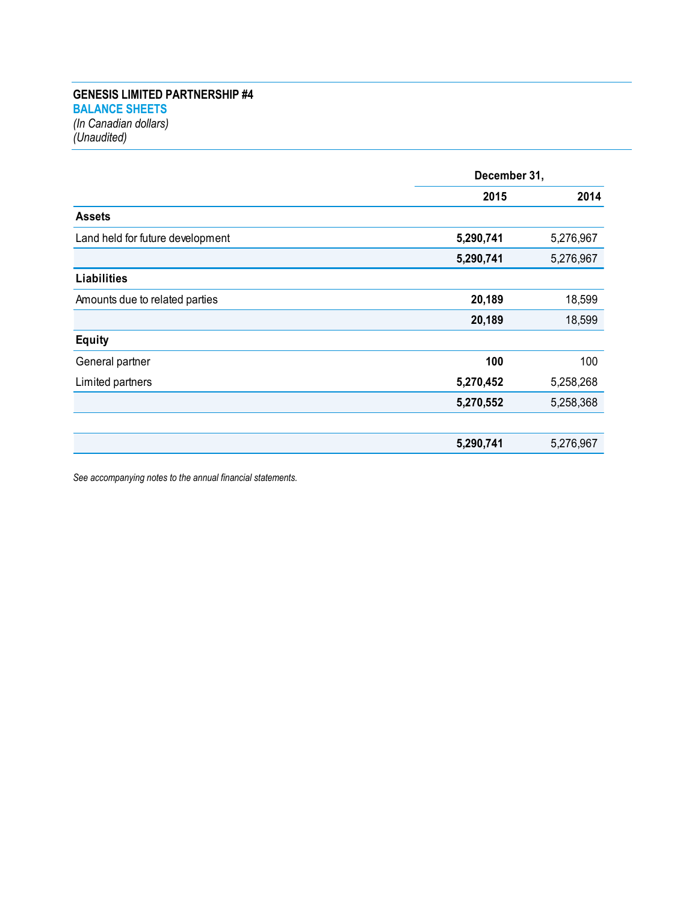**GENESIS LIMITED PARTNERSHIP #4**

**BALANCE SHEETS**

*(In Canadian dollars)*

*(Unaudited)*

| | December 31, | |
|---|---|---|
| | **2015** | **2014** |
| **Assets** | | |
| Land held for future development | **5,290,741** | 5,276,967 |
| | **5,290,741** | 5,276,967 |
| **Liabilities** | | |
| Amounts due to related parties | **20,189** | 18,599 |
| | **20,189** | 18,599 |
| **Equity** | | |
| General partner | **100** | 100 |
| Limited partners | **5,270,452** | 5,258,268 |
| | **5,270,552** | 5,258,368 |
| | | |
| | **5,290,741** | 5,276,967 |

*See accompanying notes to the annual financial statements.*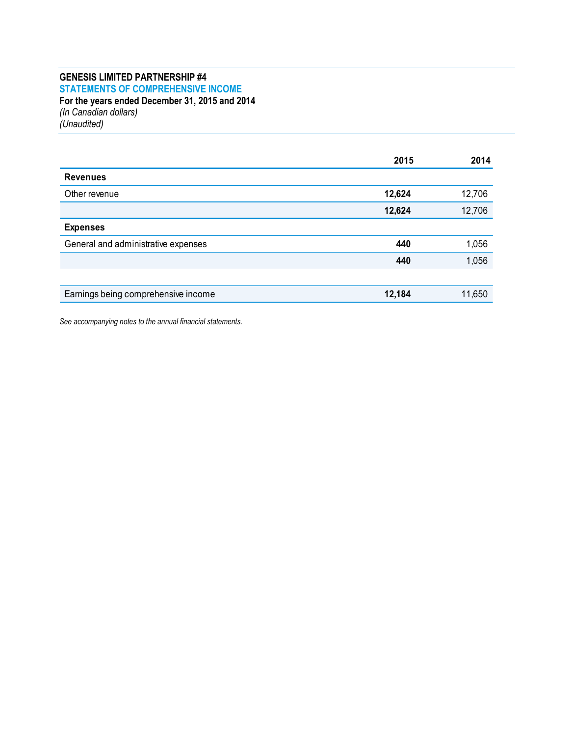**GENESIS LIMITED PARTNERSHIP #4**

**STATEMENTS OF COMPREHENSIVE INCOME**

**For the years ended December 31, 2015 and 2014**

*(In Canadian dollars)*

*(Unaudited)*

| | 2015 | 2014 |
|---|---|---|
| **Revenues** | | |
| Other revenue | **12,624** | 12,706 |
| | **12,624** | 12,706 |
| **Expenses** | | |
| General and administrative expenses | **440** | 1,056 |
| | **440** | 1,056 |
| | | |
| Earnings being comprehensive income | **12,184** | 11,650 |

*See accompanying notes to the annual financial statements.*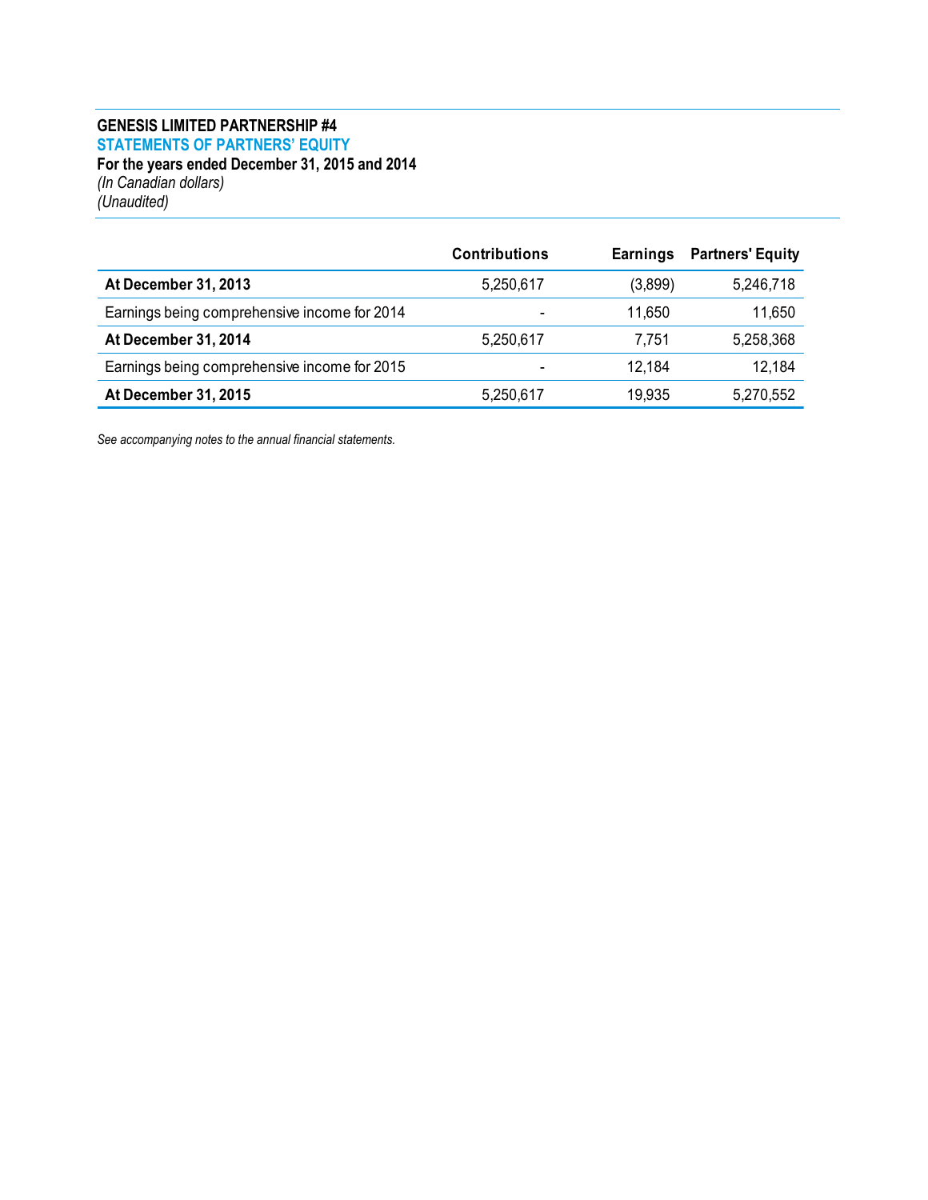**GENESIS LIMITED PARTNERSHIP #4**

**STATEMENTS OF PARTNERS' EQUITY**

**For the years ended December 31, 2015 and 2014**

*(In Canadian dollars)*

*(Unaudited)*

| | Contributions | Earnings | Partners' Equity |
|---|---|---|---|
| **At December 31, 2013** | 5,250,617 | (3,899) | 5,246,718 |
| Earnings being comprehensive income for 2014 | - | 11,650 | 11,650 |
| **At December 31, 2014** | 5,250,617 | 7,751 | 5,258,368 |
| Earnings being comprehensive income for 2015 | - | 12,184 | 12,184 |
| **At December 31, 2015** | 5,250,617 | 19,935 | 5,270,552 |

*See accompanying notes to the annual financial statements.*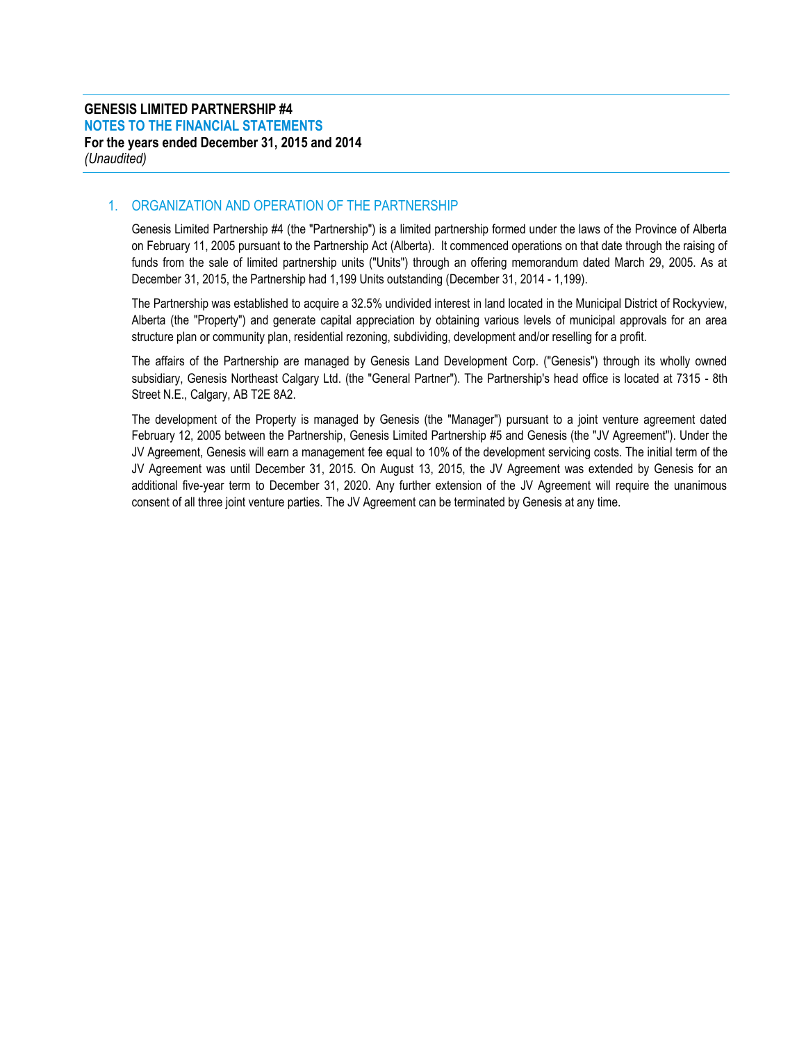**GENESIS LIMITED PARTNERSHIP #4**
**NOTES TO THE FINANCIAL STATEMENTS**
**For the years ended December 31, 2015 and 2014**
*(Unaudited)*

## 1. ORGANIZATION AND OPERATION OF THE PARTNERSHIP

Genesis Limited Partnership #4 (the "Partnership") is a limited partnership formed under the laws of the Province of Alberta on February 11, 2005 pursuant to the Partnership Act (Alberta). It commenced operations on that date through the raising of funds from the sale of limited partnership units ("Units") through an offering memorandum dated March 29, 2005. As at December 31, 2015, the Partnership had 1,199 Units outstanding (December 31, 2014 - 1,199).

The Partnership was established to acquire a 32.5% undivided interest in land located in the Municipal District of Rockyview, Alberta (the "Property") and generate capital appreciation by obtaining various levels of municipal approvals for an area structure plan or community plan, residential rezoning, subdividing, development and/or reselling for a profit.

The affairs of the Partnership are managed by Genesis Land Development Corp. ("Genesis") through its wholly owned subsidiary, Genesis Northeast Calgary Ltd. (the "General Partner"). The Partnership's head office is located at 7315 - 8th Street N.E., Calgary, AB T2E 8A2.

The development of the Property is managed by Genesis (the "Manager") pursuant to a joint venture agreement dated February 12, 2005 between the Partnership, Genesis Limited Partnership #5 and Genesis (the "JV Agreement"). Under the JV Agreement, Genesis will earn a management fee equal to 10% of the development servicing costs. The initial term of the JV Agreement was until December 31, 2015. On August 13, 2015, the JV Agreement was extended by Genesis for an additional five-year term to December 31, 2020. Any further extension of the JV Agreement will require the unanimous consent of all three joint venture parties. The JV Agreement can be terminated by Genesis at any time.